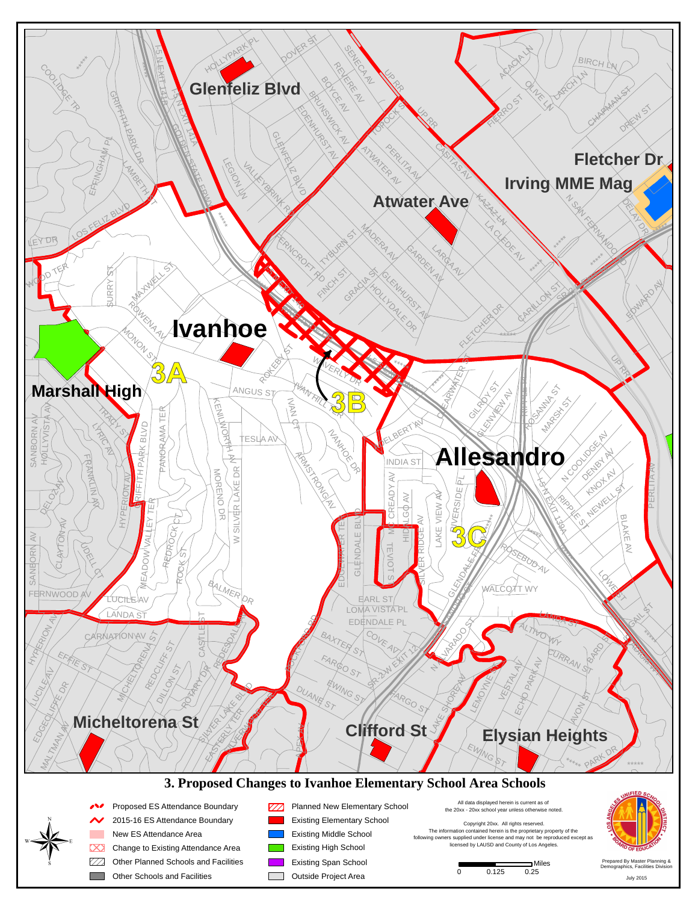# 3. Proposed Changes to Ivanhoe Elementary School Area Schools

Glenfeliz Blvd

Fletcher Dr

Irving MME Mag

Atwater Ave

Ivanhoe

3A

3B

Marshall High

Allesandro

3C

Micheltorena St

Clifford St

Elysian Heights

- Proposed ES Attendance Boundary
- 2015-16 ES Attendance Boundary
- New ES Attendance Area
- Change to Existing Attendance Area
- Other Planned Schools and Facilities
- Other Schools and Facilities
- Planned New Elementary School
- Existing Elementary School
- Existing Middle School
- Existing High School
- Existing Span School
- Outside Project Area

All data displayed herein is current as of the 20xx - 20xx school year unless otherwise noted.

Copyright 20xx. All rights reserved.
The information contained herein is the proprietary property of the following owners supplied under license and may not be reproduced except as licensed by LAUSD and County of Los Angeles.

0 0.125 0.25 Miles

Prepared By Master Planning & Demographics, Facilities Division

July 2015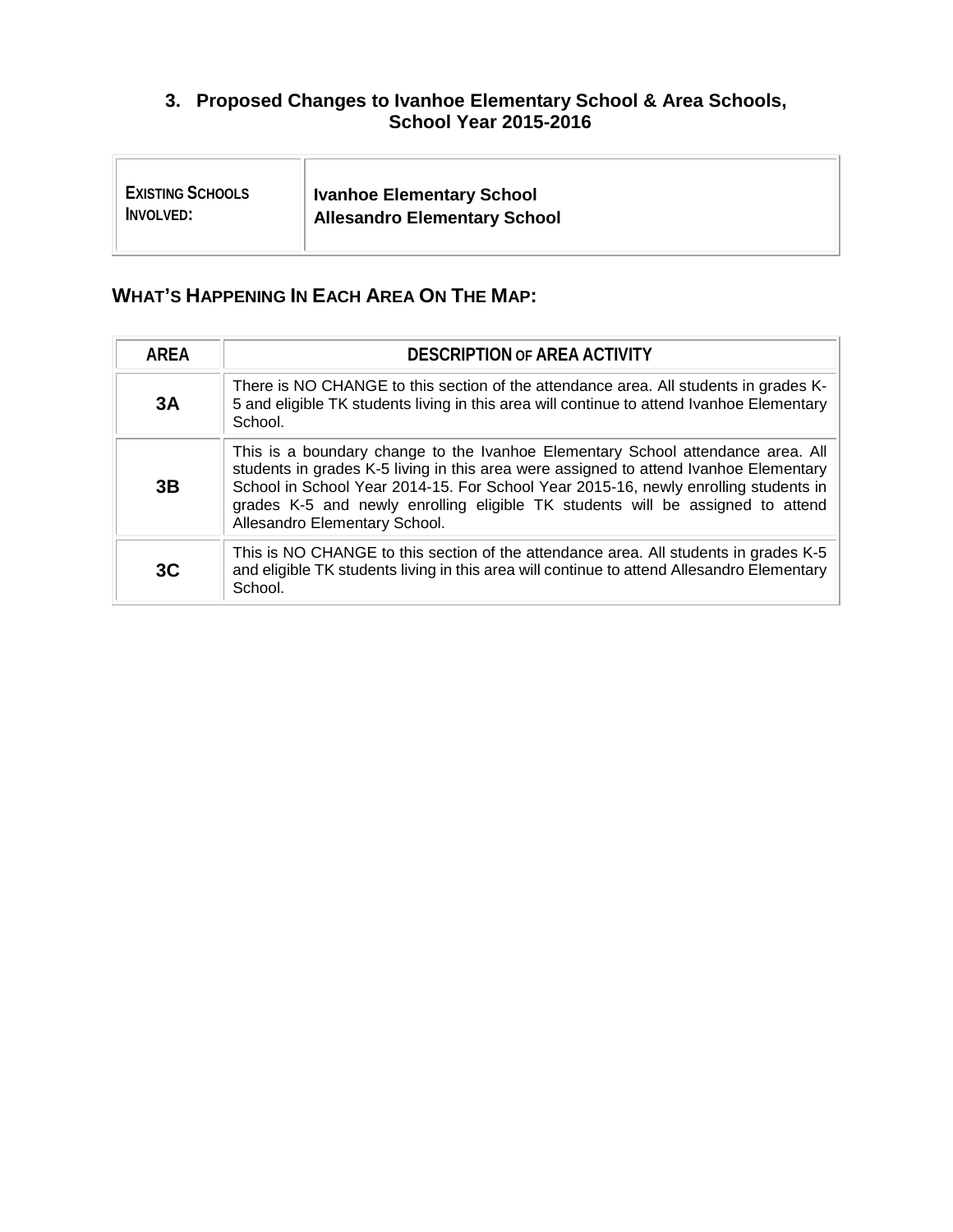## 3. Proposed Changes to Ivanhoe Elementary School & Area Schools, School Year 2015-2016

| | |
|---|---|
| **EXISTING SCHOOLS INVOLVED:** | **Ivanhoe Elementary School**<br>**Allesandro Elementary School** |

## WHAT'S HAPPENING IN EACH AREA ON THE MAP:

| AREA | DESCRIPTION OF AREA ACTIVITY |
|---|---|
| **3A** | There is NO CHANGE to this section of the attendance area. All students in grades K-5 and eligible TK students living in this area will continue to attend Ivanhoe Elementary School. |
| **3B** | This is a boundary change to the Ivanhoe Elementary School attendance area. All students in grades K-5 living in this area were assigned to attend Ivanhoe Elementary School in School Year 2014-15. For School Year 2015-16, newly enrolling students in grades K-5 and newly enrolling eligible TK students will be assigned to attend Allesandro Elementary School. |
| **3C** | This is NO CHANGE to this section of the attendance area. All students in grades K-5 and eligible TK students living in this area will continue to attend Allesandro Elementary School. |